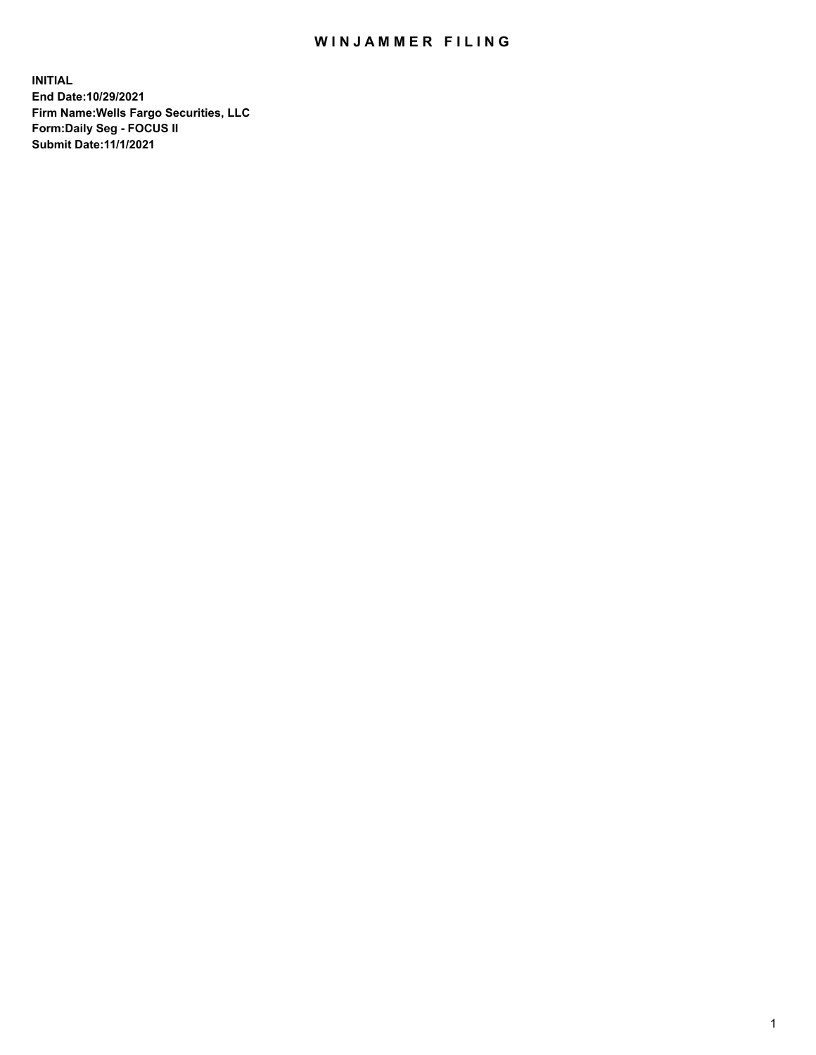# WINJAMMER FILING

**INITIAL**
**End Date:10/29/2021**
**Firm Name:Wells Fargo Securities, LLC**
**Form:Daily Seg - FOCUS II**
**Submit Date:11/1/2021**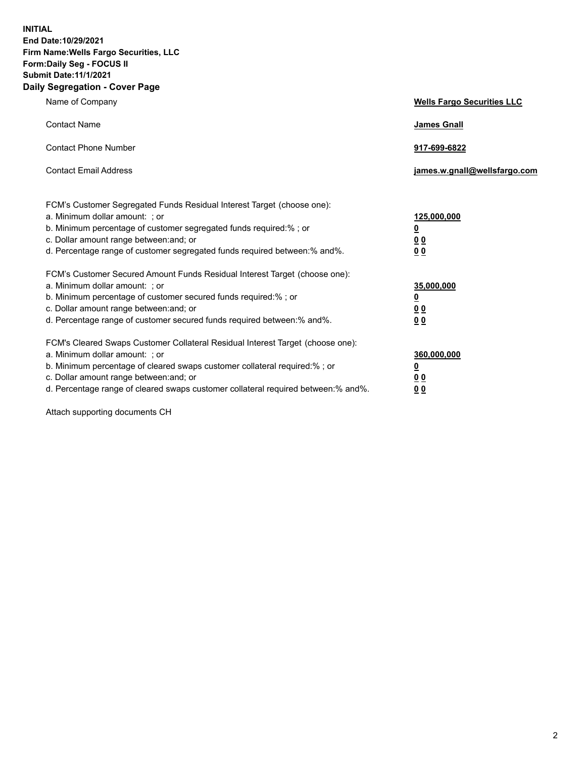**INITIAL**
**End Date:10/29/2021**
**Firm Name:Wells Fargo Securities, LLC**
**Form:Daily Seg - FOCUS II**
**Submit Date:11/1/2021**

## Daily Segregation - Cover Page

| | |
|---|---|
| Name of Company | **Wells Fargo Securities LLC** |
| Contact Name | **James Gnall** |
| Contact Phone Number | **917-699-6822** |
| Contact Email Address | **james.w.gnall@wellsfargo.com** |

| | |
|---|---|
| FCM's Customer Segregated Funds Residual Interest Target (choose one): | |
| a. Minimum dollar amount: ; or | **125,000,000** |
| b. Minimum percentage of customer segregated funds required:% ; or | **0** |
| c. Dollar amount range between:and; or | **0 0** |
| d. Percentage range of customer segregated funds required between:% and%. | **0 0** |
| FCM's Customer Secured Amount Funds Residual Interest Target (choose one): | |
| a. Minimum dollar amount: ; or | **35,000,000** |
| b. Minimum percentage of customer secured funds required:% ; or | **0** |
| c. Dollar amount range between:and; or | **0 0** |
| d. Percentage range of customer secured funds required between:% and%. | **0 0** |
| FCM's Cleared Swaps Customer Collateral Residual Interest Target (choose one): | |
| a. Minimum dollar amount: ; or | **360,000,000** |
| b. Minimum percentage of cleared swaps customer collateral required:% ; or | **0** |
| c. Dollar amount range between:and; or | **0 0** |
| d. Percentage range of cleared swaps customer collateral required between:% and%. | **0 0** |

Attach supporting documents CH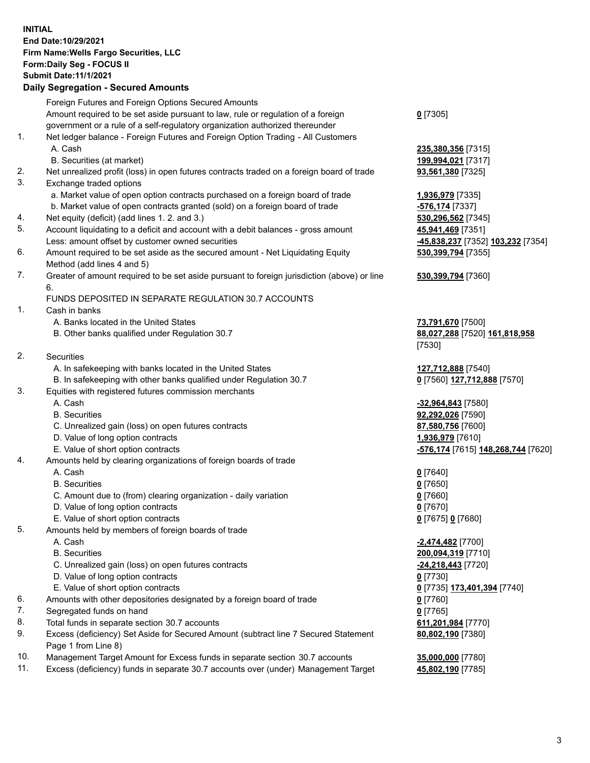**INITIAL**
**End Date:10/29/2021**
**Firm Name:Wells Fargo Securities, LLC**
**Form:Daily Seg - FOCUS II**
**Submit Date:11/1/2021**

**Daily Segregation - Secured Amounts**

| | | |
|---|---|---|
| | Foreign Futures and Foreign Options Secured Amounts | |
| | Amount required to be set aside pursuant to law, rule or regulation of a foreign government or a rule of a self-regulatory organization authorized thereunder | **0** [7305] |
| 1. | Net ledger balance - Foreign Futures and Foreign Option Trading - All Customers | |
| | A. Cash | **235,380,356** [7315] |
| | B. Securities (at market) | **199,994,021** [7317] |
| 2. | Net unrealized profit (loss) in open futures contracts traded on a foreign board of trade | **93,561,380** [7325] |
| 3. | Exchange traded options | |
| | a. Market value of open option contracts purchased on a foreign board of trade | **1,936,979** [7335] |
| | b. Market value of open contracts granted (sold) on a foreign board of trade | **-576,174** [7337] |
| 4. | Net equity (deficit) (add lines 1. 2. and 3.) | **530,296,562** [7345] |
| 5. | Account liquidating to a deficit and account with a debit balances - gross amount | **45,941,469** [7351] |
| | Less: amount offset by customer owned securities | **-45,838,237** [7352] **103,232** [7354] |
| 6. | Amount required to be set aside as the secured amount - Net Liquidating Equity Method (add lines 4 and 5) | **530,399,794** [7355] |
| 7. | Greater of amount required to be set aside pursuant to foreign jurisdiction (above) or line 6. | **530,399,794** [7360] |
| | FUNDS DEPOSITED IN SEPARATE REGULATION 30.7 ACCOUNTS | |
| 1. | Cash in banks | |
| | A. Banks located in the United States | **73,791,670** [7500] |
| | B. Other banks qualified under Regulation 30.7 | **88,027,288** [7520] **161,818,958** [7530] |
| 2. | Securities | |
| | A. In safekeeping with banks located in the United States | **127,712,888** [7540] |
| | B. In safekeeping with other banks qualified under Regulation 30.7 | **0** [7560] **127,712,888** [7570] |
| 3. | Equities with registered futures commission merchants | |
| | A. Cash | **-32,964,843** [7580] |
| | B. Securities | **92,292,026** [7590] |
| | C. Unrealized gain (loss) on open futures contracts | **87,580,756** [7600] |
| | D. Value of long option contracts | **1,936,979** [7610] |
| | E. Value of short option contracts | **-576,174** [7615] **148,268,744** [7620] |
| 4. | Amounts held by clearing organizations of foreign boards of trade | |
| | A. Cash | **0** [7640] |
| | B. Securities | **0** [7650] |
| | C. Amount due to (from) clearing organization - daily variation | **0** [7660] |
| | D. Value of long option contracts | **0** [7670] |
| | E. Value of short option contracts | **0** [7675] **0** [7680] |
| 5. | Amounts held by members of foreign boards of trade | |
| | A. Cash | **-2,474,482** [7700] |
| | B. Securities | **200,094,319** [7710] |
| | C. Unrealized gain (loss) on open futures contracts | **-24,218,443** [7720] |
| | D. Value of long option contracts | **0** [7730] |
| | E. Value of short option contracts | **0** [7735] **173,401,394** [7740] |
| 6. | Amounts with other depositories designated by a foreign board of trade | **0** [7760] |
| 7. | Segregated funds on hand | **0** [7765] |
| 8. | Total funds in separate section 30.7 accounts | **611,201,984** [7770] |
| 9. | Excess (deficiency) Set Aside for Secured Amount (subtract line 7 Secured Statement Page 1 from Line 8) | **80,802,190** [7380] |
| 10. | Management Target Amount for Excess funds in separate section 30.7 accounts | **35,000,000** [7780] |
| 11. | Excess (deficiency) funds in separate 30.7 accounts over (under) Management Target | **45,802,190** [7785] |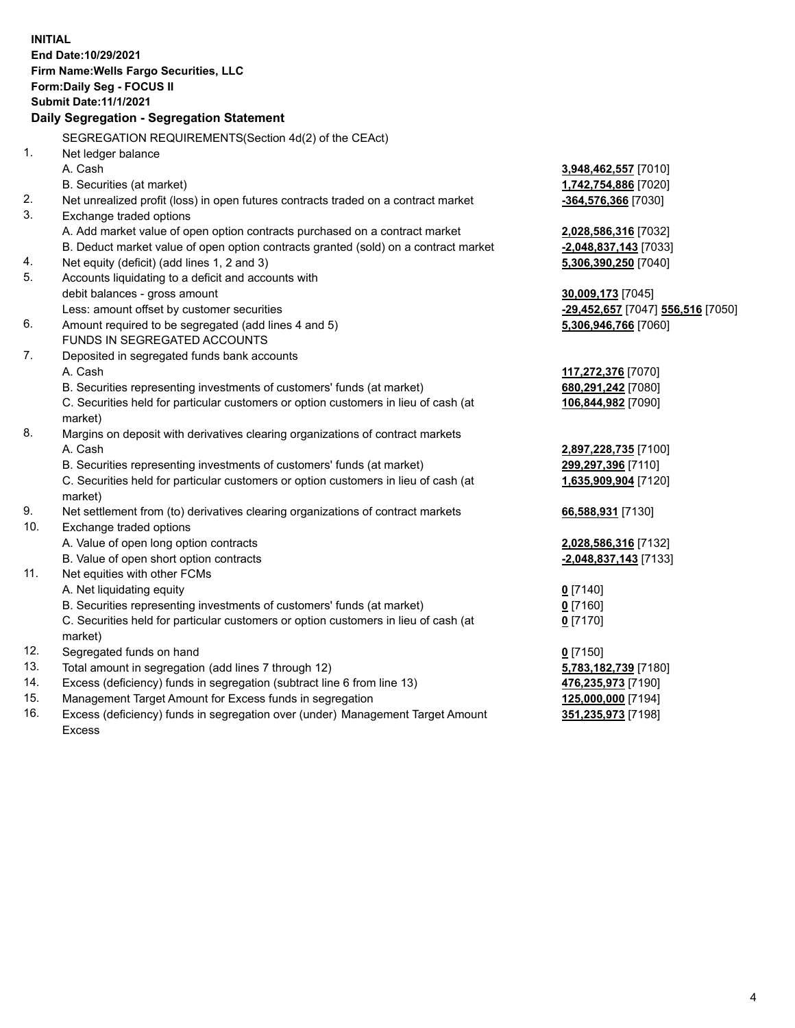**INITIAL**
**End Date:10/29/2021**
**Firm Name:Wells Fargo Securities, LLC**
**Form:Daily Seg - FOCUS II**
**Submit Date:11/1/2021**

## Daily Segregation - Segregation Statement

SEGREGATION REQUIREMENTS(Section 4d(2) of the CEAct)

| No. | Description | Amount |
|---|---|---|
| 1. | Net ledger balance | |
| | A. Cash | 3,948,462,557 [7010] |
| | B. Securities (at market) | 1,742,754,886 [7020] |
| 2. | Net unrealized profit (loss) in open futures contracts traded on a contract market | -364,576,366 [7030] |
| 3. | Exchange traded options | |
| | A. Add market value of open option contracts purchased on a contract market | 2,028,586,316 [7032] |
| | B. Deduct market value of open option contracts granted (sold) on a contract market | -2,048,837,143 [7033] |
| 4. | Net equity (deficit) (add lines 1, 2 and 3) | 5,306,390,250 [7040] |
| 5. | Accounts liquidating to a deficit and accounts with debit balances - gross amount | 30,009,173 [7045] |
| | Less: amount offset by customer securities | -29,452,657 [7047] 556,516 [7050] |
| 6. | Amount required to be segregated (add lines 4 and 5) | 5,306,946,766 [7060] |
| | FUNDS IN SEGREGATED ACCOUNTS | |
| 7. | Deposited in segregated funds bank accounts | |
| | A. Cash | 117,272,376 [7070] |
| | B. Securities representing investments of customers' funds (at market) | 680,291,242 [7080] |
| | C. Securities held for particular customers or option customers in lieu of cash (at market) | 106,844,982 [7090] |
| 8. | Margins on deposit with derivatives clearing organizations of contract markets | |
| | A. Cash | 2,897,228,735 [7100] |
| | B. Securities representing investments of customers' funds (at market) | 299,297,396 [7110] |
| | C. Securities held for particular customers or option customers in lieu of cash (at market) | 1,635,909,904 [7120] |
| 9. | Net settlement from (to) derivatives clearing organizations of contract markets | 66,588,931 [7130] |
| 10. | Exchange traded options | |
| | A. Value of open long option contracts | 2,028,586,316 [7132] |
| | B. Value of open short option contracts | -2,048,837,143 [7133] |
| 11. | Net equities with other FCMs | |
| | A. Net liquidating equity | 0 [7140] |
| | B. Securities representing investments of customers' funds (at market) | 0 [7160] |
| | C. Securities held for particular customers or option customers in lieu of cash (at market) | 0 [7170] |
| 12. | Segregated funds on hand | 0 [7150] |
| 13. | Total amount in segregation (add lines 7 through 12) | 5,783,182,739 [7180] |
| 14. | Excess (deficiency) funds in segregation (subtract line 6 from line 13) | 476,235,973 [7190] |
| 15. | Management Target Amount for Excess funds in segregation | 125,000,000 [7194] |
| 16. | Excess (deficiency) funds in segregation over (under) Management Target Amount Excess | 351,235,973 [7198] |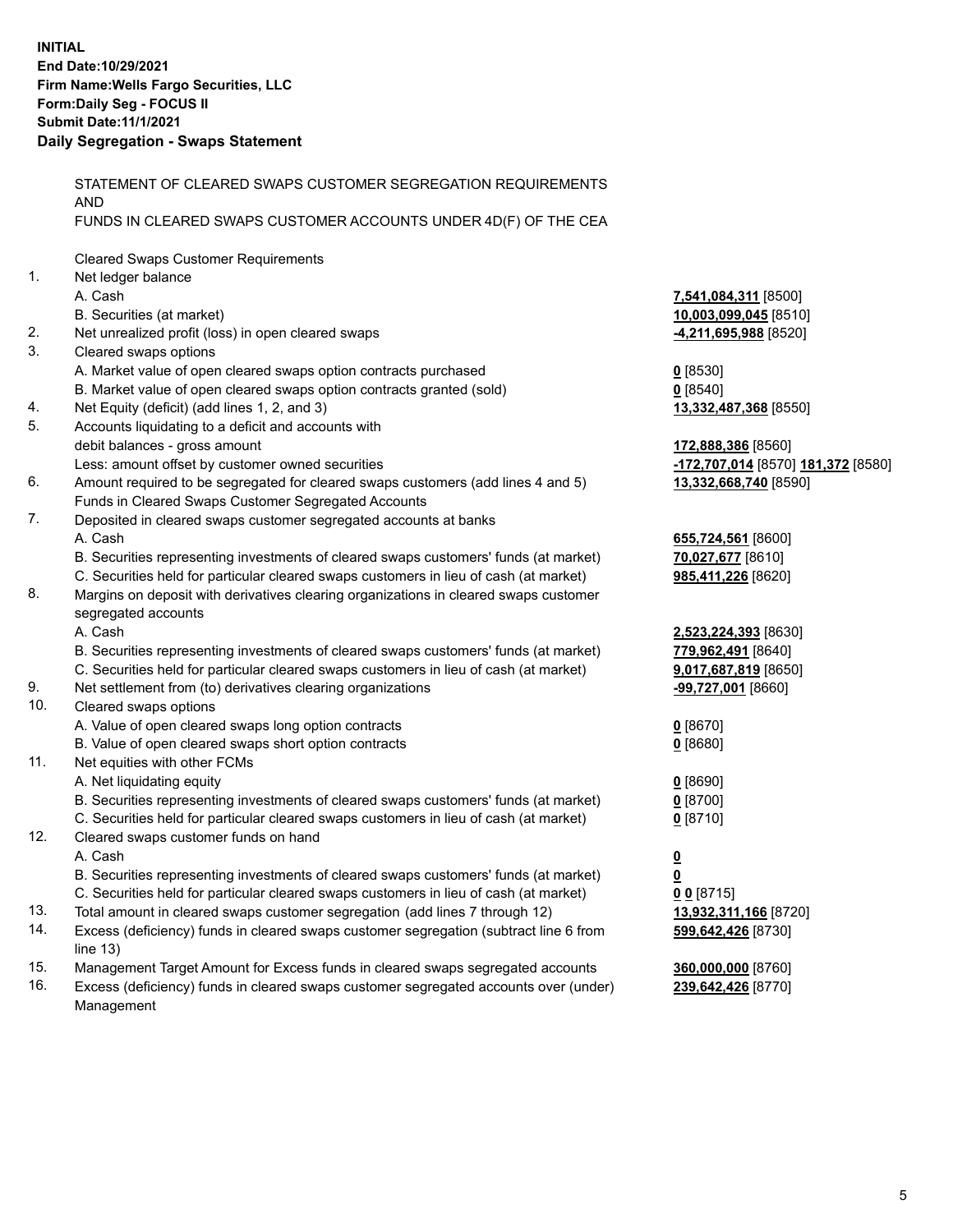**INITIAL**
**End Date:10/29/2021**
**Firm Name:Wells Fargo Securities, LLC**
**Form:Daily Seg - FOCUS II**
**Submit Date:11/1/2021**
**Daily Segregation - Swaps Statement**

STATEMENT OF CLEARED SWAPS CUSTOMER SEGREGATION REQUIREMENTS AND FUNDS IN CLEARED SWAPS CUSTOMER ACCOUNTS UNDER 4D(F) OF THE CEA

| | | |
|---|---|---|
| | Cleared Swaps Customer Requirements | |
| 1. | Net ledger balance | |
| | A. Cash | 7,541,084,311 [8500] |
| | B. Securities (at market) | 10,003,099,045 [8510] |
| 2. | Net unrealized profit (loss) in open cleared swaps | -4,211,695,988 [8520] |
| 3. | Cleared swaps options | |
| | A. Market value of open cleared swaps option contracts purchased | 0 [8530] |
| | B. Market value of open cleared swaps option contracts granted (sold) | 0 [8540] |
| 4. | Net Equity (deficit) (add lines 1, 2, and 3) | 13,332,487,368 [8550] |
| 5. | Accounts liquidating to a deficit and accounts with | |
| | debit balances - gross amount | 172,888,386 [8560] |
| | Less: amount offset by customer owned securities | -172,707,014 [8570] 181,372 [8580] |
| 6. | Amount required to be segregated for cleared swaps customers (add lines 4 and 5) | 13,332,668,740 [8590] |
| | Funds in Cleared Swaps Customer Segregated Accounts | |
| 7. | Deposited in cleared swaps customer segregated accounts at banks | |
| | A. Cash | 655,724,561 [8600] |
| | B. Securities representing investments of cleared swaps customers' funds (at market) | 70,027,677 [8610] |
| | C. Securities held for particular cleared swaps customers in lieu of cash (at market) | 985,411,226 [8620] |
| 8. | Margins on deposit with derivatives clearing organizations in cleared swaps customer segregated accounts | |
| | A. Cash | 2,523,224,393 [8630] |
| | B. Securities representing investments of cleared swaps customers' funds (at market) | 779,962,491 [8640] |
| | C. Securities held for particular cleared swaps customers in lieu of cash (at market) | 9,017,687,819 [8650] |
| 9. | Net settlement from (to) derivatives clearing organizations | -99,727,001 [8660] |
| 10. | Cleared swaps options | |
| | A. Value of open cleared swaps long option contracts | 0 [8670] |
| | B. Value of open cleared swaps short option contracts | 0 [8680] |
| 11. | Net equities with other FCMs | |
| | A. Net liquidating equity | 0 [8690] |
| | B. Securities representing investments of cleared swaps customers' funds (at market) | 0 [8700] |
| | C. Securities held for particular cleared swaps customers in lieu of cash (at market) | 0 [8710] |
| 12. | Cleared swaps customer funds on hand | |
| | A. Cash | 0 |
| | B. Securities representing investments of cleared swaps customers' funds (at market) | 0 |
| | C. Securities held for particular cleared swaps customers in lieu of cash (at market) | 0 0 [8715] |
| 13. | Total amount in cleared swaps customer segregation (add lines 7 through 12) | 13,932,311,166 [8720] |
| 14. | Excess (deficiency) funds in cleared swaps customer segregation (subtract line 6 from line 13) | 599,642,426 [8730] |
| 15. | Management Target Amount for Excess funds in cleared swaps segregated accounts | 360,000,000 [8760] |
| 16. | Excess (deficiency) funds in cleared swaps customer segregated accounts over (under) Management | 239,642,426 [8770] |